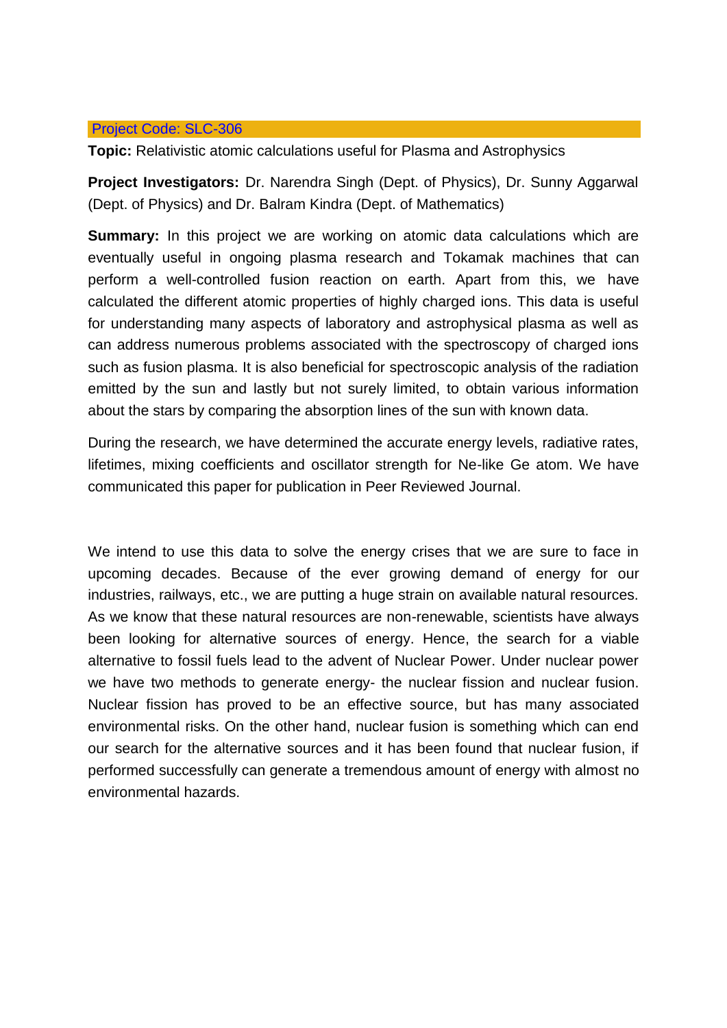Project Code: SLC-306

**Topic:** Relativistic atomic calculations useful for Plasma and Astrophysics

**Project Investigators:** Dr. Narendra Singh (Dept. of Physics), Dr. Sunny Aggarwal (Dept. of Physics) and Dr. Balram Kindra (Dept. of Mathematics)

**Summary:** In this project we are working on atomic data calculations which are eventually useful in ongoing plasma research and Tokamak machines that can perform a well-controlled fusion reaction on earth. Apart from this, we have calculated the different atomic properties of highly charged ions. This data is useful for understanding many aspects of laboratory and astrophysical plasma as well as can address numerous problems associated with the spectroscopy of charged ions such as fusion plasma. It is also beneficial for spectroscopic analysis of the radiation emitted by the sun and lastly but not surely limited, to obtain various information about the stars by comparing the absorption lines of the sun with known data.

During the research, we have determined the accurate energy levels, radiative rates, lifetimes, mixing coefficients and oscillator strength for Ne-like Ge atom. We have communicated this paper for publication in Peer Reviewed Journal.

We intend to use this data to solve the energy crises that we are sure to face in upcoming decades. Because of the ever growing demand of energy for our industries, railways, etc., we are putting a huge strain on available natural resources. As we know that these natural resources are non-renewable, scientists have always been looking for alternative sources of energy. Hence, the search for a viable alternative to fossil fuels lead to the advent of Nuclear Power. Under nuclear power we have two methods to generate energy- the nuclear fission and nuclear fusion. Nuclear fission has proved to be an effective source, but has many associated environmental risks. On the other hand, nuclear fusion is something which can end our search for the alternative sources and it has been found that nuclear fusion, if performed successfully can generate a tremendous amount of energy with almost no environmental hazards.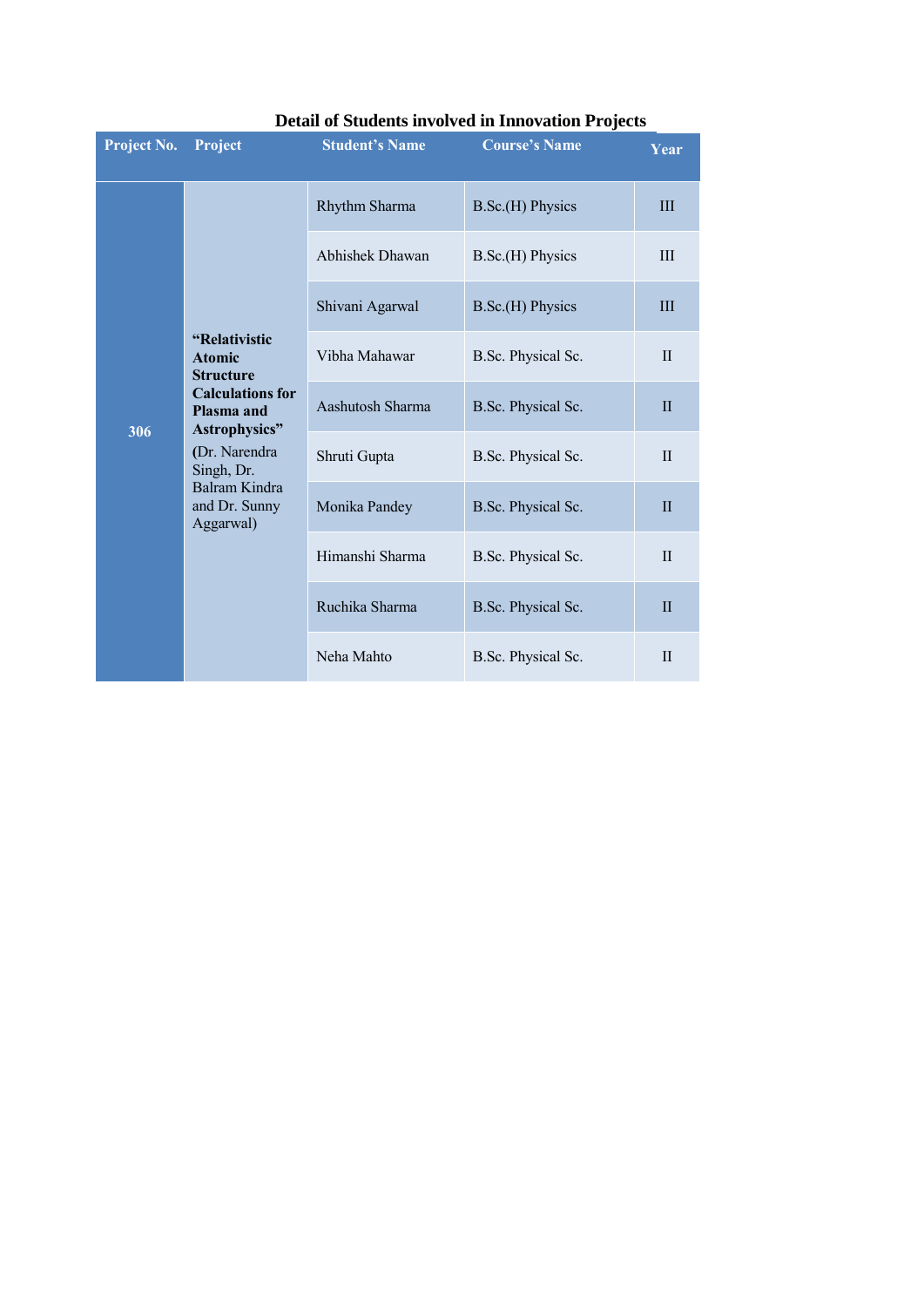**Detail of Students involved in Innovation Projects**

| Project No. | Project | Student's Name | Course's Name | Year |
|---|---|---|---|---|
| 306 | **"Relativistic Atomic Structure Calculations for Plasma and Astrophysics"** (Dr. Narendra Singh, Dr. Balram Kindra and Dr. Sunny Aggarwal) | Rhythm Sharma | B.Sc.(H) Physics | III |
| | | Abhishek Dhawan | B.Sc.(H) Physics | III |
| | | Shivani Agarwal | B.Sc.(H) Physics | III |
| | | Vibha Mahawar | B.Sc. Physical Sc. | II |
| | | Aashutosh Sharma | B.Sc. Physical Sc. | II |
| | | Shruti Gupta | B.Sc. Physical Sc. | II |
| | | Monika Pandey | B.Sc. Physical Sc. | II |
| | | Himanshi Sharma | B.Sc. Physical Sc. | II |
| | | Ruchika Sharma | B.Sc. Physical Sc. | II |
| | | Neha Mahto | B.Sc. Physical Sc. | II |